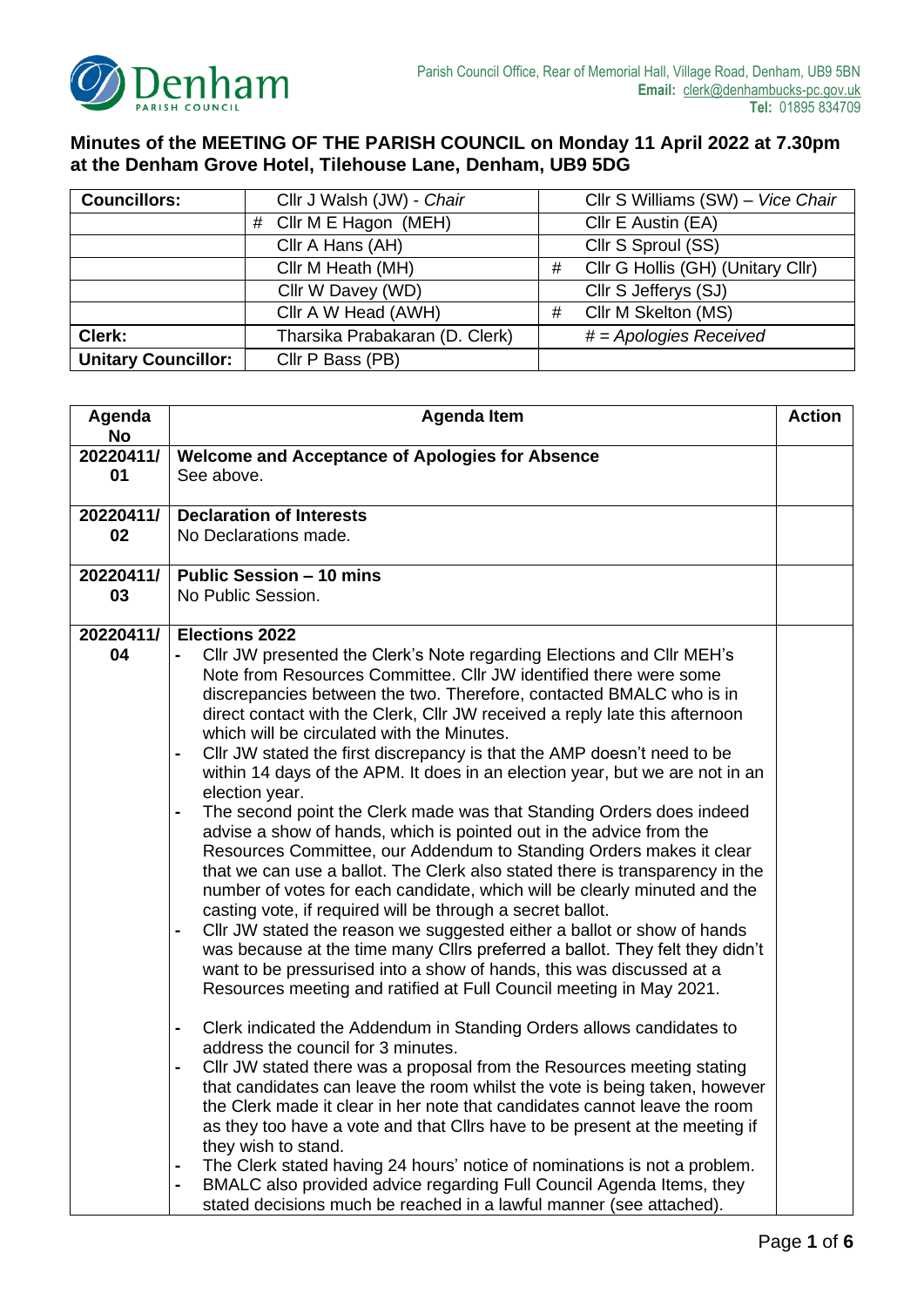Parish Council Office, Rear of Memorial Hall, Village Road, Denham, UB9 5BN
**Email:** clerk@denhambucks-pc.gov.uk
**Tel:** 01895 834709

## Minutes of the MEETING OF THE PARISH COUNCIL on Monday 11 April 2022 at 7.30pm at the Denham Grove Hotel, Tilehouse Lane, Denham, UB9 5DG

| **Councillors:** | Cllr J Walsh (JW) - *Chair* | Cllr S Williams (SW) – *Vice Chair* |
|---|---|---|
| | # Cllr M E Hagon (MEH) | Cllr E Austin (EA) |
| | Cllr A Hans (AH) | Cllr S Sproul (SS) |
| | Cllr M Heath (MH) | # Cllr G Hollis (GH) (Unitary Cllr) |
| | Cllr W Davey (WD) | Cllr S Jefferys (SJ) |
| | Cllr A W Head (AWH) | # Cllr M Skelton (MS) |
| **Clerk:** | Tharsika Prabakaran (D. Clerk) | *# = Apologies Received* |
| **Unitary Councillor:** | Cllr P Bass (PB) | |

| Agenda No | Agenda Item | Action |
|---|---|---|
| 20220411/ 01 | **Welcome and Acceptance of Apologies for Absence**<br>See above. | |
| 20220411/ 02 | **Declaration of Interests**<br>No Declarations made. | |
| 20220411/ 03 | **Public Session – 10 mins**<br>No Public Session. | |
| 20220411/ 04 | **Elections 2022**<br>- Cllr JW presented the Clerk's Note regarding Elections and Cllr MEH's Note from Resources Committee. Cllr JW identified there were some discrepancies between the two. Therefore, contacted BMALC who is in direct contact with the Clerk, Cllr JW received a reply late this afternoon which will be circulated with the Minutes.<br>- Cllr JW stated the first discrepancy is that the AMP doesn't need to be within 14 days of the APM. It does in an election year, but we are not in an election year.<br>- The second point the Clerk made was that Standing Orders does indeed advise a show of hands, which is pointed out in the advice from the Resources Committee, our Addendum to Standing Orders makes it clear that we can use a ballot. The Clerk also stated there is transparency in the number of votes for each candidate, which will be clearly minuted and the casting vote, if required will be through a secret ballot.<br>- Cllr JW stated the reason we suggested either a ballot or show of hands was because at the time many Cllrs preferred a ballot. They felt they didn't want to be pressurised into a show of hands, this was discussed at a Resources meeting and ratified at Full Council meeting in May 2021.<br><br>- Clerk indicated the Addendum in Standing Orders allows candidates to address the council for 3 minutes.<br>- Cllr JW stated there was a proposal from the Resources meeting stating that candidates can leave the room whilst the vote is being taken, however the Clerk made it clear in her note that candidates cannot leave the room as they too have a vote and that Cllrs have to be present at the meeting if they wish to stand.<br>- The Clerk stated having 24 hours' notice of nominations is not a problem.<br>- BMALC also provided advice regarding Full Council Agenda Items, they stated decisions much be reached in a lawful manner (see attached). | |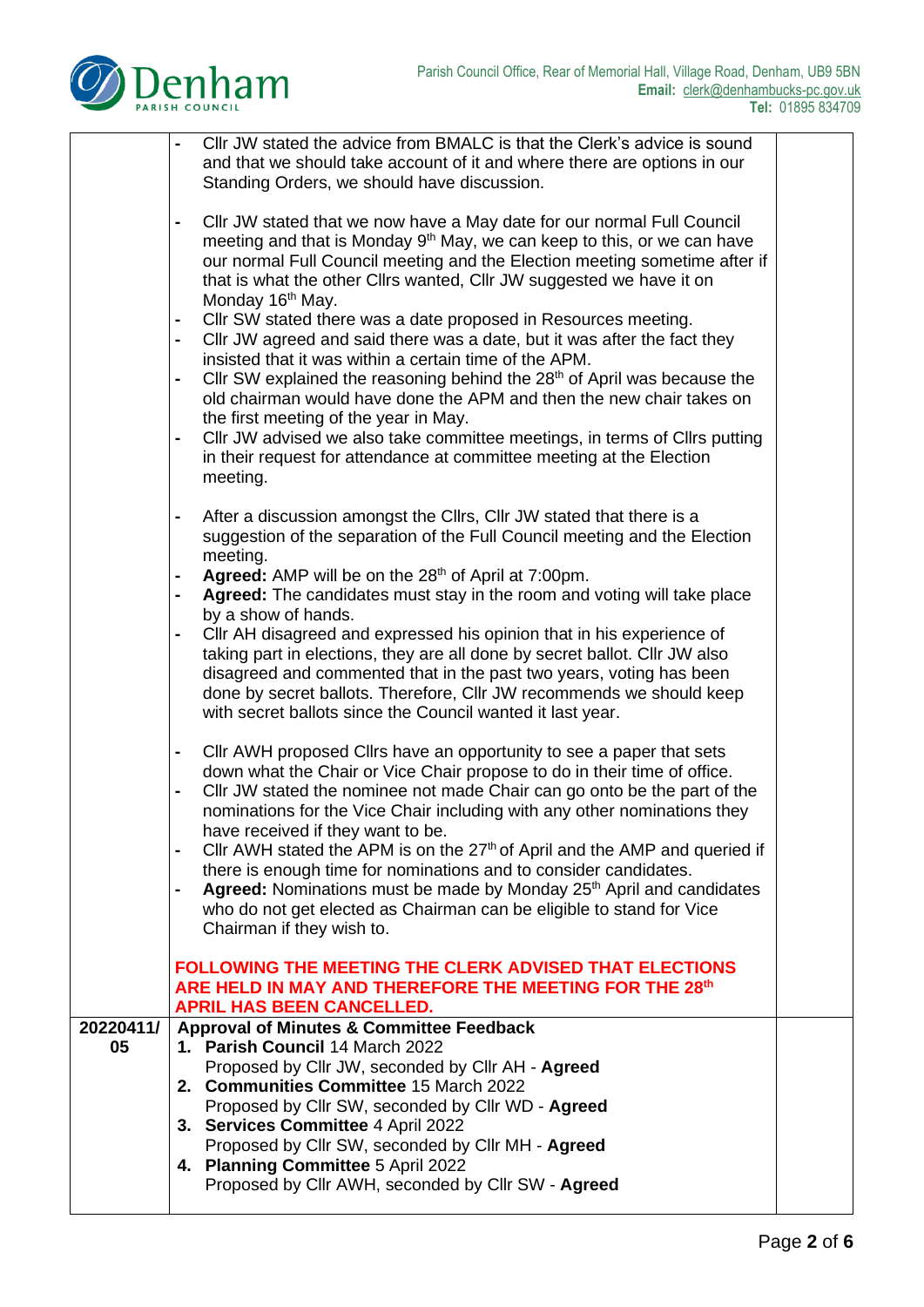| | | |
|---|---|---|
| | - Cllr JW stated the advice from BMALC is that the Clerk's advice is sound and that we should take account of it and where there are options in our Standing Orders, we should have discussion.<br><br>- Cllr JW stated that we now have a May date for our normal Full Council meeting and that is Monday 9th May, we can keep to this, or we can have our normal Full Council meeting and the Election meeting sometime after if that is what the other Cllrs wanted, Cllr JW suggested we have it on Monday 16th May.<br>- Cllr SW stated there was a date proposed in Resources meeting.<br>- Cllr JW agreed and said there was a date, but it was after the fact they insisted that it was within a certain time of the APM.<br>- Cllr SW explained the reasoning behind the 28th of April was because the old chairman would have done the APM and then the new chair takes on the first meeting of the year in May.<br>- Cllr JW advised we also take committee meetings, in terms of Cllrs putting in their request for attendance at committee meeting at the Election meeting.<br><br>- After a discussion amongst the Cllrs, Cllr JW stated that there is a suggestion of the separation of the Full Council meeting and the Election meeting.<br>- **Agreed:** AMP will be on the 28th of April at 7:00pm.<br>- **Agreed:** The candidates must stay in the room and voting will take place by a show of hands.<br>- Cllr AH disagreed and expressed his opinion that in his experience of taking part in elections, they are all done by secret ballot. Cllr JW also disagreed and commented that in the past two years, voting has been done by secret ballots. Therefore, Cllr JW recommends we should keep with secret ballots since the Council wanted it last year.<br><br>- Cllr AWH proposed Cllrs have an opportunity to see a paper that sets down what the Chair or Vice Chair propose to do in their time of office.<br>- Cllr JW stated the nominee not made Chair can go onto be the part of the nominations for the Vice Chair including with any other nominations they have received if they want to be.<br>- Cllr AWH stated the APM is on the 27th of April and the AMP and queried if there is enough time for nominations and to consider candidates.<br>- **Agreed:** Nominations must be made by Monday 25th April and candidates who do not get elected as Chairman can be eligible to stand for Vice Chairman if they wish to.<br><br>**FOLLOWING THE MEETING THE CLERK ADVISED THAT ELECTIONS ARE HELD IN MAY AND THEREFORE THE MEETING FOR THE 28th APRIL HAS BEEN CANCELLED.** | |
| **20220411/05** | **Approval of Minutes & Committee Feedback**<br>1. **Parish Council** 14 March 2022<br>Proposed by Cllr JW, seconded by Cllr AH - **Agreed**<br>2. **Communities Committee** 15 March 2022<br>Proposed by Cllr SW, seconded by Cllr WD - **Agreed**<br>3. **Services Committee** 4 April 2022<br>Proposed by Cllr SW, seconded by Cllr MH - **Agreed**<br>4. **Planning Committee** 5 April 2022<br>Proposed by Cllr AWH, seconded by Cllr SW - **Agreed** | |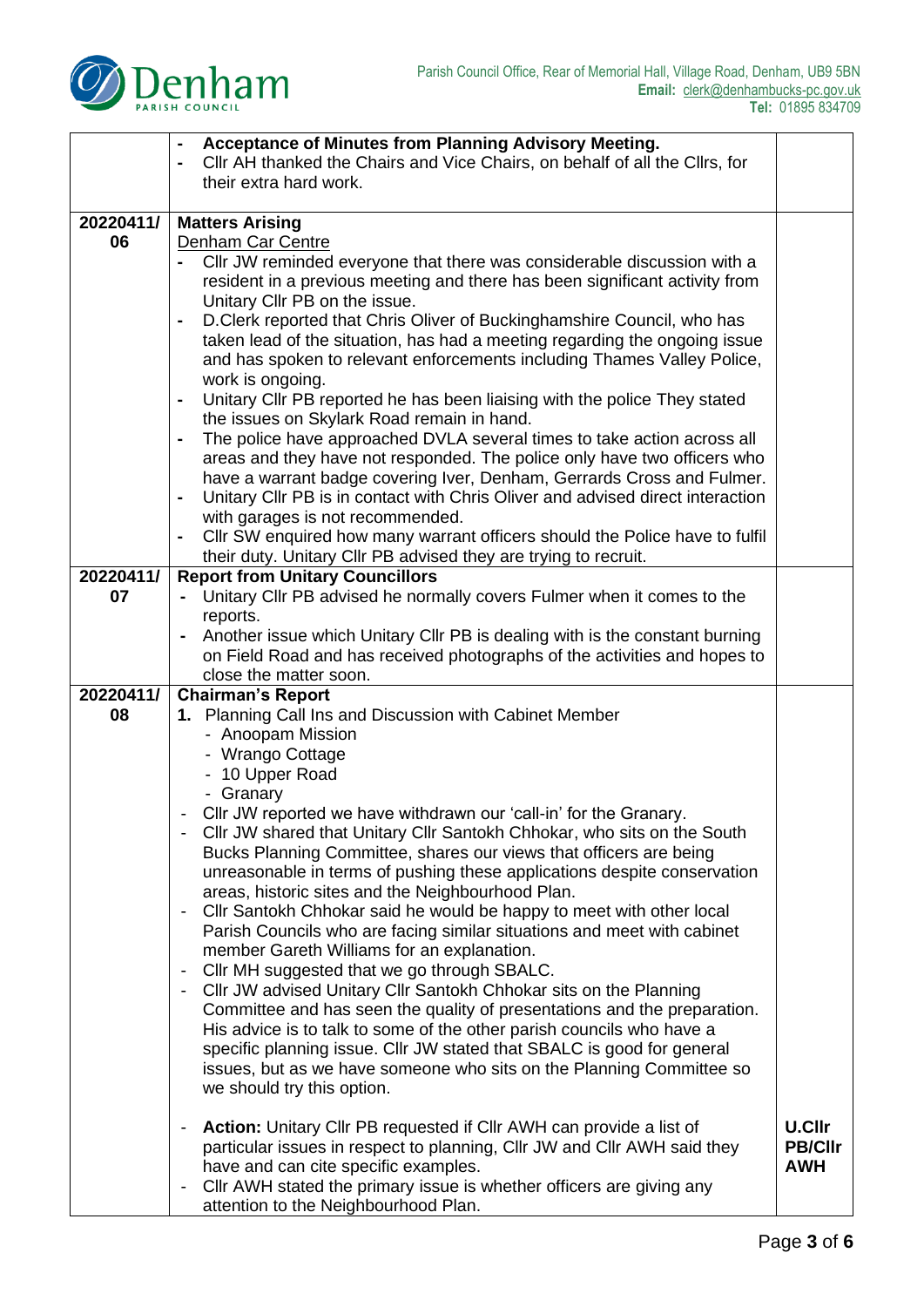| | | |
|---|---|---|
| | - **Acceptance of Minutes from Planning Advisory Meeting.**<br>- Cllr AH thanked the Chairs and Vice Chairs, on behalf of all the Cllrs, for their extra hard work. | |
| **20220411/ 06** | **Matters Arising**<br>Denham Car Centre<br>- Cllr JW reminded everyone that there was considerable discussion with a resident in a previous meeting and there has been significant activity from Unitary Cllr PB on the issue.<br>- D.Clerk reported that Chris Oliver of Buckinghamshire Council, who has taken lead of the situation, has had a meeting regarding the ongoing issue and has spoken to relevant enforcements including Thames Valley Police, work is ongoing.<br>- Unitary Cllr PB reported he has been liaising with the police They stated the issues on Skylark Road remain in hand.<br>- The police have approached DVLA several times to take action across all areas and they have not responded. The police only have two officers who have a warrant badge covering Iver, Denham, Gerrards Cross and Fulmer.<br>- Unitary Cllr PB is in contact with Chris Oliver and advised direct interaction with garages is not recommended.<br>- Cllr SW enquired how many warrant officers should the Police have to fulfil their duty. Unitary Cllr PB advised they are trying to recruit. | |
| **20220411/ 07** | **Report from Unitary Councillors**<br>- Unitary Cllr PB advised he normally covers Fulmer when it comes to the reports.<br>- Another issue which Unitary Cllr PB is dealing with is the constant burning on Field Road and has received photographs of the activities and hopes to close the matter soon. | |
| **20220411/ 08** | **Chairman's Report**<br>**1.** Planning Call Ins and Discussion with Cabinet Member<br>- Anoopam Mission<br>- Wrango Cottage<br>- 10 Upper Road<br>- Granary<br>- Cllr JW reported we have withdrawn our 'call-in' for the Granary.<br>- Cllr JW shared that Unitary Cllr Santokh Chhokar, who sits on the South Bucks Planning Committee, shares our views that officers are being unreasonable in terms of pushing these applications despite conservation areas, historic sites and the Neighbourhood Plan.<br>- Cllr Santokh Chhokar said he would be happy to meet with other local Parish Councils who are facing similar situations and meet with cabinet member Gareth Williams for an explanation.<br>- Cllr MH suggested that we go through SBALC.<br>- Cllr JW advised Unitary Cllr Santokh Chhokar sits on the Planning Committee and has seen the quality of presentations and the preparation. His advice is to talk to some of the other parish councils who have a specific planning issue. Cllr JW stated that SBALC is good for general issues, but as we have someone who sits on the Planning Committee so we should try this option. | |
| | - **Action:** Unitary Cllr PB requested if Cllr AWH can provide a list of particular issues in respect to planning, Cllr JW and Cllr AWH said they have and can cite specific examples.<br>- Cllr AWH stated the primary issue is whether officers are giving any attention to the Neighbourhood Plan. | **U.Cllr PB/Cllr AWH** |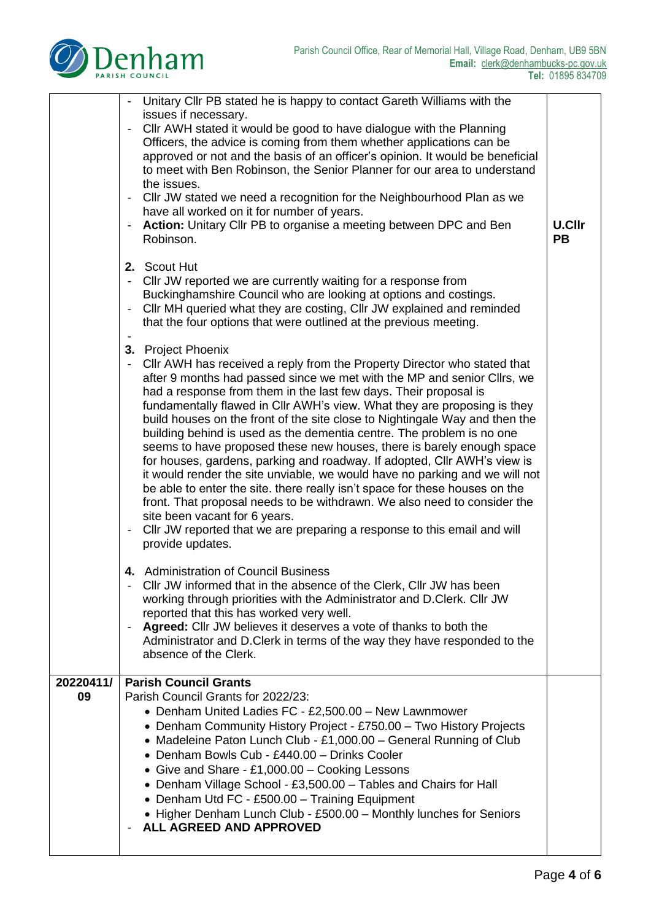| | | |
|---|---|---|
| | - Unitary Cllr PB stated he is happy to contact Gareth Williams with the issues if necessary.<br>- Cllr AWH stated it would be good to have dialogue with the Planning Officers, the advice is coming from them whether applications can be approved or not and the basis of an officer's opinion. It would be beneficial to meet with Ben Robinson, the Senior Planner for our area to understand the issues.<br>- Cllr JW stated we need a recognition for the Neighbourhood Plan as we have all worked on it for number of years.<br>- **Action:** Unitary Cllr PB to organise a meeting between DPC and Ben Robinson.<br><br>**2.** Scout Hut<br>- Cllr JW reported we are currently waiting for a response from Buckinghamshire Council who are looking at options and costings.<br>- Cllr MH queried what they are costing, Cllr JW explained and reminded that the four options that were outlined at the previous meeting.<br>-<br>**3.** Project Phoenix<br>- Cllr AWH has received a reply from the Property Director who stated that after 9 months had passed since we met with the MP and senior Cllrs, we had a response from them in the last few days. Their proposal is fundamentally flawed in Cllr AWH's view. What they are proposing is they build houses on the front of the site close to Nightingale Way and then the building behind is used as the dementia centre. The problem is no one seems to have proposed these new houses, there is barely enough space for houses, gardens, parking and roadway. If adopted, Cllr AWH's view is it would render the site unviable, we would have no parking and we will not be able to enter the site. there really isn't space for these houses on the front. That proposal needs to be withdrawn. We also need to consider the site been vacant for 6 years.<br>- Cllr JW reported that we are preparing a response to this email and will provide updates.<br><br>**4.** Administration of Council Business<br>- Cllr JW informed that in the absence of the Clerk, Cllr JW has been working through priorities with the Administrator and D.Clerk. Cllr JW reported that this has worked very well.<br>- **Agreed:** Cllr JW believes it deserves a vote of thanks to both the Administrator and D.Clerk in terms of the way they have responded to the absence of the Clerk. | **U.Cllr PB** |
| **20220411/ 09** | **Parish Council Grants**<br>Parish Council Grants for 2022/23:<br>• Denham United Ladies FC - £2,500.00 – New Lawnmower<br>• Denham Community History Project - £750.00 – Two History Projects<br>• Madeleine Paton Lunch Club - £1,000.00 – General Running of Club<br>• Denham Bowls Cub - £440.00 – Drinks Cooler<br>• Give and Share - £1,000.00 – Cooking Lessons<br>• Denham Village School - £3,500.00 – Tables and Chairs for Hall<br>• Denham Utd FC - £500.00 – Training Equipment<br>• Higher Denham Lunch Club - £500.00 – Monthly lunches for Seniors<br>- **ALL AGREED AND APPROVED** | |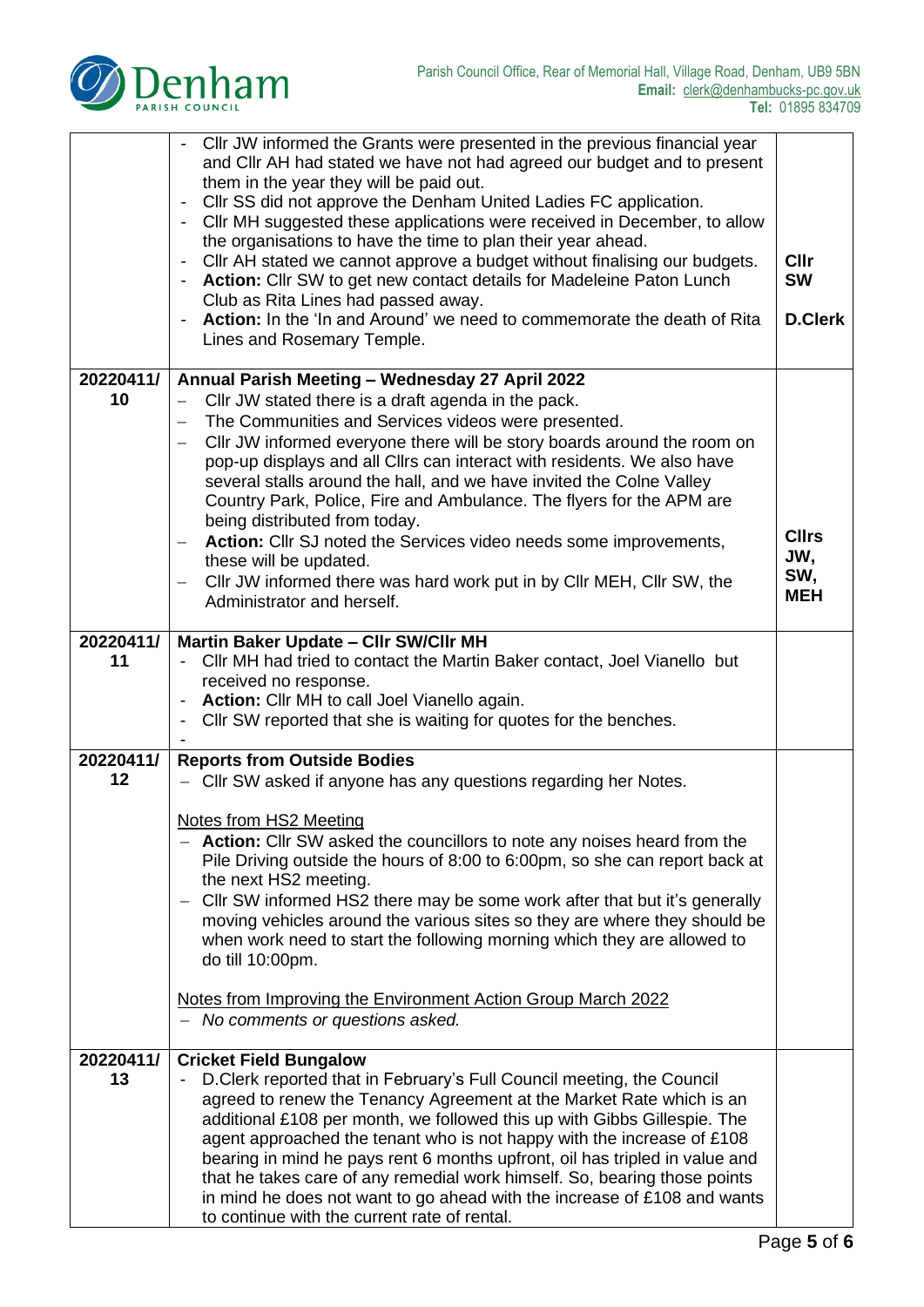| | | |
|---|---|---|
| | - Cllr JW informed the Grants were presented in the previous financial year and Cllr AH had stated we have not had agreed our budget and to present them in the year they will be paid out.<br>- Cllr SS did not approve the Denham United Ladies FC application.<br>- Cllr MH suggested these applications were received in December, to allow the organisations to have the time to plan their year ahead.<br>- Cllr AH stated we cannot approve a budget without finalising our budgets.<br>- **Action:** Cllr SW to get new contact details for Madeleine Paton Lunch Club as Rita Lines had passed away.<br>- **Action:** In the 'In and Around' we need to commemorate the death of Rita Lines and Rosemary Temple. | **Cllr SW**<br><br>**D.Clerk** |
| **20220411/ 10** | **Annual Parish Meeting – Wednesday 27 April 2022**<br>– Cllr JW stated there is a draft agenda in the pack.<br>– The Communities and Services videos were presented.<br>– Cllr JW informed everyone there will be story boards around the room on pop-up displays and all Cllrs can interact with residents. We also have several stalls around the hall, and we have invited the Colne Valley Country Park, Police, Fire and Ambulance. The flyers for the APM are being distributed from today.<br>– **Action:** Cllr SJ noted the Services video needs some improvements, these will be updated.<br>– Cllr JW informed there was hard work put in by Cllr MEH, Cllr SW, the Administrator and herself. | **Cllrs JW, SW, MEH** |
| **20220411/ 11** | **Martin Baker Update – Cllr SW/Cllr MH**<br>- Cllr MH had tried to contact the Martin Baker contact, Joel Vianello but received no response.<br>- **Action:** Cllr MH to call Joel Vianello again.<br>- Cllr SW reported that she is waiting for quotes for the benches.<br>- | |
| **20220411/ 12** | **Reports from Outside Bodies**<br>– Cllr SW asked if anyone has any questions regarding her Notes.<br><br><u>Notes from HS2 Meeting</u><br>– **Action:** Cllr SW asked the councillors to note any noises heard from the Pile Driving outside the hours of 8:00 to 6:00pm, so she can report back at the next HS2 meeting.<br>– Cllr SW informed HS2 there may be some work after that but it's generally moving vehicles around the various sites so they are where they should be when work need to start the following morning which they are allowed to do till 10:00pm.<br><br><u>Notes from Improving the Environment Action Group March 2022</u><br>– *No comments or questions asked.* | |
| **20220411/ 13** | **Cricket Field Bungalow**<br>- D.Clerk reported that in February's Full Council meeting, the Council agreed to renew the Tenancy Agreement at the Market Rate which is an additional £108 per month, we followed this up with Gibbs Gillespie. The agent approached the tenant who is not happy with the increase of £108 bearing in mind he pays rent 6 months upfront, oil has tripled in value and that he takes care of any remedial work himself. So, bearing those points in mind he does not want to go ahead with the increase of £108 and wants to continue with the current rate of rental. | |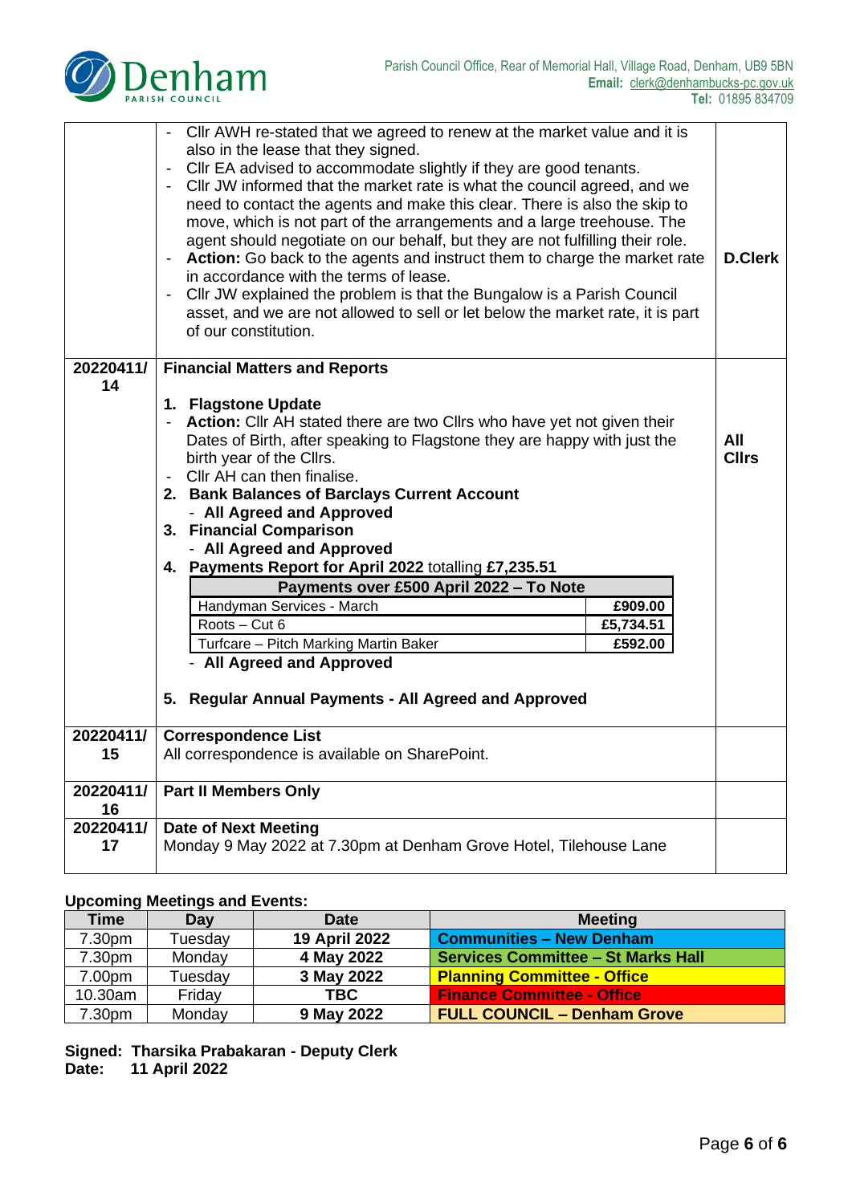| | | |
|---|---|---|
| | - Cllr AWH re-stated that we agreed to renew at the market value and it is also in the lease that they signed.<br>- Cllr EA advised to accommodate slightly if they are good tenants.<br>- Cllr JW informed that the market rate is what the council agreed, and we need to contact the agents and make this clear. There is also the skip to move, which is not part of the arrangements and a large treehouse. The agent should negotiate on our behalf, but they are not fulfilling their role.<br>- **Action:** Go back to the agents and instruct them to charge the market rate in accordance with the terms of lease.<br>- Cllr JW explained the problem is that the Bungalow is a Parish Council asset, and we are not allowed to sell or let below the market rate, it is part of our constitution. | **D.Clerk** |
| **20220411/ 14** | **Financial Matters and Reports**<br><br>**1. Flagstone Update**<br>- **Action:** Cllr AH stated there are two Cllrs who have yet not given their Dates of Birth, after speaking to Flagstone they are happy with just the birth year of the Cllrs.<br>- Cllr AH can then finalise.<br>**2. Bank Balances of Barclays Current Account**<br>- **All Agreed and Approved**<br>**3. Financial Comparison**<br>- **All Agreed and Approved**<br>**4. Payments Report for April 2022** totalling **£7,235.51**<br><br>**Payments over £500 April 2022 – To Note**<br>Handyman Services - March: **£909.00**<br>Roots – Cut 6: **£5,734.51**<br>Turfcare – Pitch Marking Martin Baker: **£592.00**<br><br>- **All Agreed and Approved**<br><br>**5. Regular Annual Payments - All Agreed and Approved** | **All Cllrs** |
| **20220411/ 15** | **Correspondence List**<br>All correspondence is available on SharePoint. | |
| **20220411/ 16** | **Part II Members Only** | |
| **20220411/ 17** | **Date of Next Meeting**<br>Monday 9 May 2022 at 7.30pm at Denham Grove Hotel, Tilehouse Lane | |

**Upcoming Meetings and Events:**

| Time | Day | Date | Meeting |
|---|---|---|---|
| 7.30pm | Tuesday | **19 April 2022** | **Communities – New Denham** |
| 7.30pm | Monday | **4 May 2022** | **Services Committee – St Marks Hall** |
| 7.00pm | Tuesday | **3 May 2022** | **Planning Committee - Office** |
| 10.30am | Friday | **TBC** | **Finance Committee - Office** |
| 7.30pm | Monday | **9 May 2022** | **FULL COUNCIL – Denham Grove** |

**Signed: Tharsika Prabakaran - Deputy Clerk**
**Date: 11 April 2022**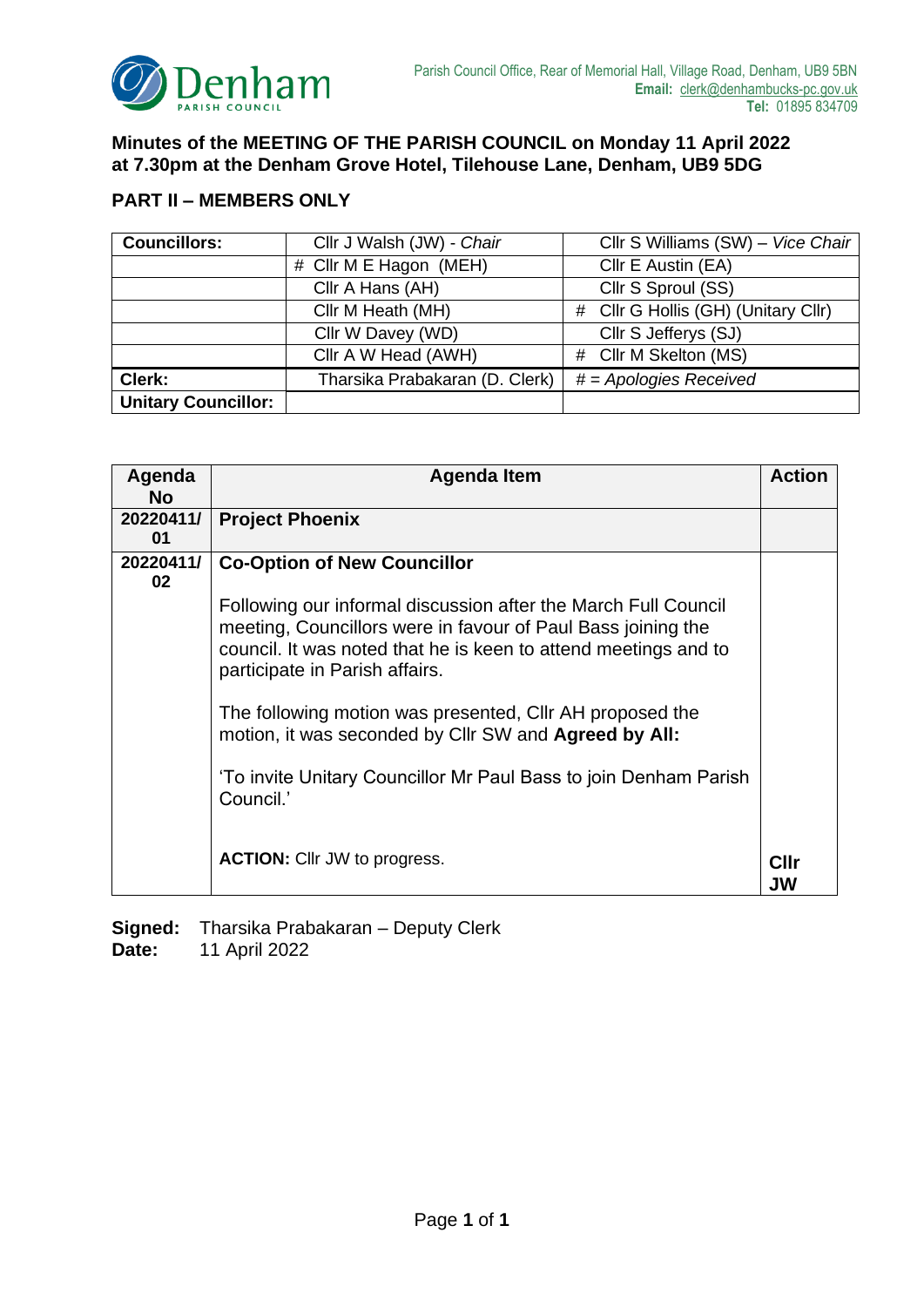Parish Council Office, Rear of Memorial Hall, Village Road, Denham, UB9 5BN
**Email:** clerk@denhambucks-pc.gov.uk
**Tel:** 01895 834709

## Minutes of the MEETING OF THE PARISH COUNCIL on Monday 11 April 2022 at 7.30pm at the Denham Grove Hotel, Tilehouse Lane, Denham, UB9 5DG

## PART II – MEMBERS ONLY

| | | |
|---|---|---|
| **Councillors:** | Cllr J Walsh (JW) - *Chair* | Cllr S Williams (SW) – *Vice Chair* |
| | # Cllr M E Hagon (MEH) | Cllr E Austin (EA) |
| | Cllr A Hans (AH) | Cllr S Sproul (SS) |
| | Cllr M Heath (MH) | # Cllr G Hollis (GH) (Unitary Cllr) |
| | Cllr W Davey (WD) | Cllr S Jefferys (SJ) |
| | Cllr A W Head (AWH) | # Cllr M Skelton (MS) |
| **Clerk:** | Tharsika Prabakaran (D. Clerk) | *# = Apologies Received* |
| **Unitary Councillor:** | | |

| Agenda No | Agenda Item | Action |
|---|---|---|
| 20220411/01 | **Project Phoenix** | |
| 20220411/02 | **Co-Option of New Councillor**<br><br>Following our informal discussion after the March Full Council meeting, Councillors were in favour of Paul Bass joining the council. It was noted that he is keen to attend meetings and to participate in Parish affairs.<br><br>The following motion was presented, Cllr AH proposed the motion, it was seconded by Cllr SW and **Agreed by All:**<br><br>'To invite Unitary Councillor Mr Paul Bass to join Denham Parish Council.'<br><br>**ACTION:** Cllr JW to progress. | **Cllr JW** |

**Signed:** Tharsika Prabakaran – Deputy Clerk
**Date:** 11 April 2022